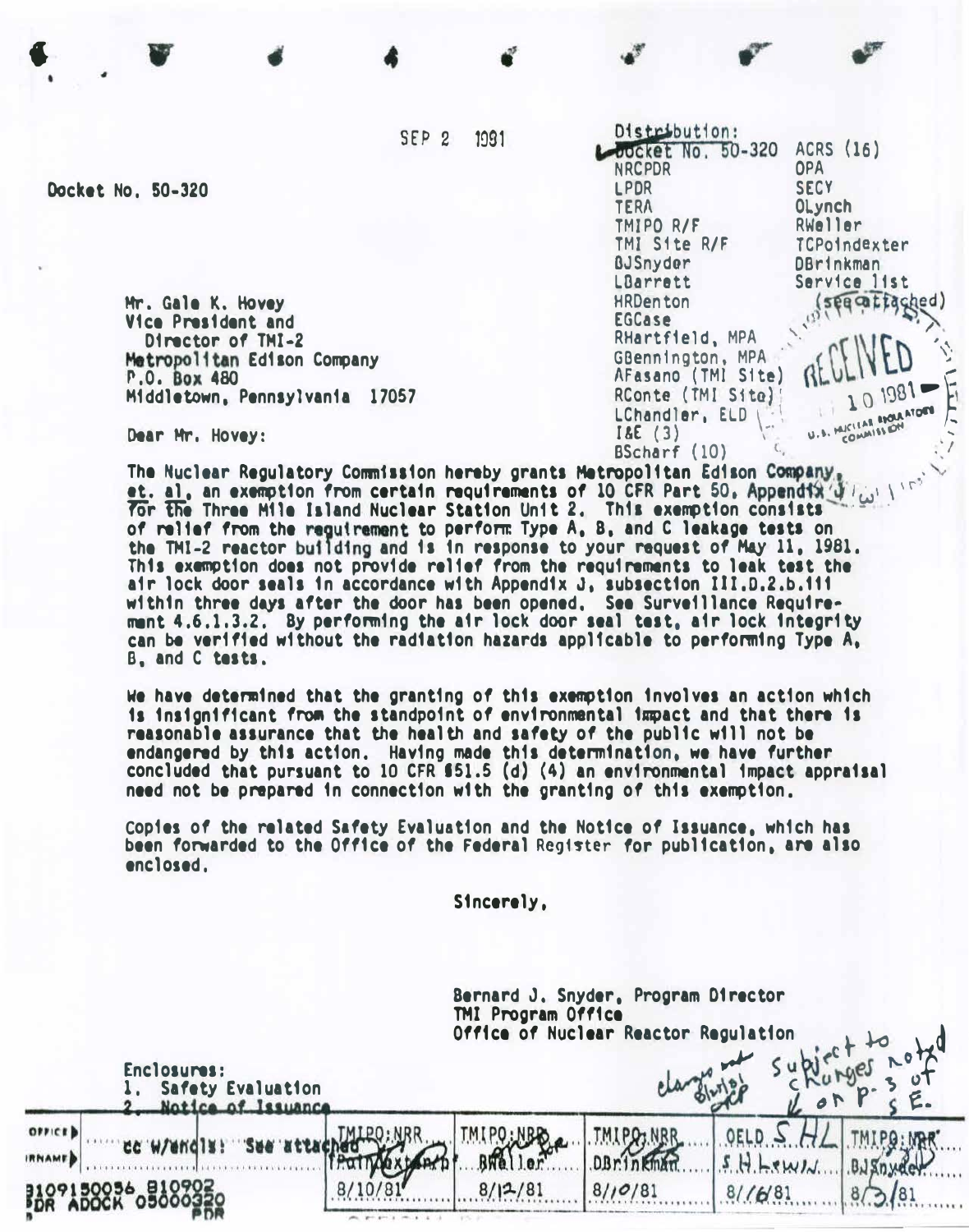SEP 2 1981

Distribution:
Docket No. 50-320
NRCPDR
LPDR
TERA
TMIPO R/F
TMI Site R/F
BJSnyder
LBarrett
HRDenton
EGCase
RHartfield, MPA
GBennington, MPA
AFasano (TMI Site)
RConte (TMI Site)
LChandler, ELD
I&E (3)
BScharf (10)
ACRS (16)
OPA
SECY
OLynch
RWeller
TCPoindexter
DBrinkman
Service list (see attached)

RECEIVED
10 1981
U.S. NUCLEAR REGULATORY COMMISSION

Docket No. 50-320

Mr. Gale K. Hovey
Vice President and
Director of TMI-2
Metropolitan Edison Company
P.O. Box 480
Middletown, Pennsylvania 17057

Dear Mr. Hovey:

The Nuclear Regulatory Commission hereby grants Metropolitan Edison Company, et. al, an exemption from certain requirements of 10 CFR Part 50, Appendix J, for the Three Mile Island Nuclear Station Unit 2. This exemption consists of relief from the requirement to perform Type A, B, and C leakage tests on the TMI-2 reactor building and is in response to your request of May 11, 1981. This exemption does not provide relief from the requirements to leak test the air lock door seals in accordance with Appendix J, subsection III.D.2.b.iii within three days after the door has been opened. See Surveillance Requirement 4.6.1.3.2. By performing the air lock door seal test, air lock integrity can be verified without the radiation hazards applicable to performing Type A, B, and C tests.

We have determined that the granting of this exemption involves an action which is insignificant from the standpoint of environmental impact and that there is reasonable assurance that the health and safety of the public will not be endangered by this action. Having made this determination, we have further concluded that pursuant to 10 CFR §51.5 (d) (4) an environmental impact appraisal need not be prepared in connection with the granting of this exemption.

Copies of the related Safety Evaluation and the Notice of Issuance, which has been forwarded to the Office of the Federal Register for publication, are also enclosed.

Sincerely,

Bernard J. Snyder, Program Director
TMI Program Office
Office of Nuclear Reactor Regulation

Enclosures:
1. Safety Evaluation
2. ~~Notice of Issuance~~

changes not blurbs per SHL Subject to changes noted on p. 3 of S.E.

cc w/encls: See attached

| OFFICE | TMIPO:NRR | TMIPO:NRR | TMIPO:NRR | OELD | TMIPO:NRR |
|---|---|---|---|---|---|
| SURNAME | TPoindexter | RWeller | DBrinkman | S H Lewis | BJSnyder |
| DATE | 8/10/81 | 8/12/81 | 8/10/81 | 8/16/81 | 8/3/81 |

8109150056 810902
PDR ADOCK 05000320
P PDR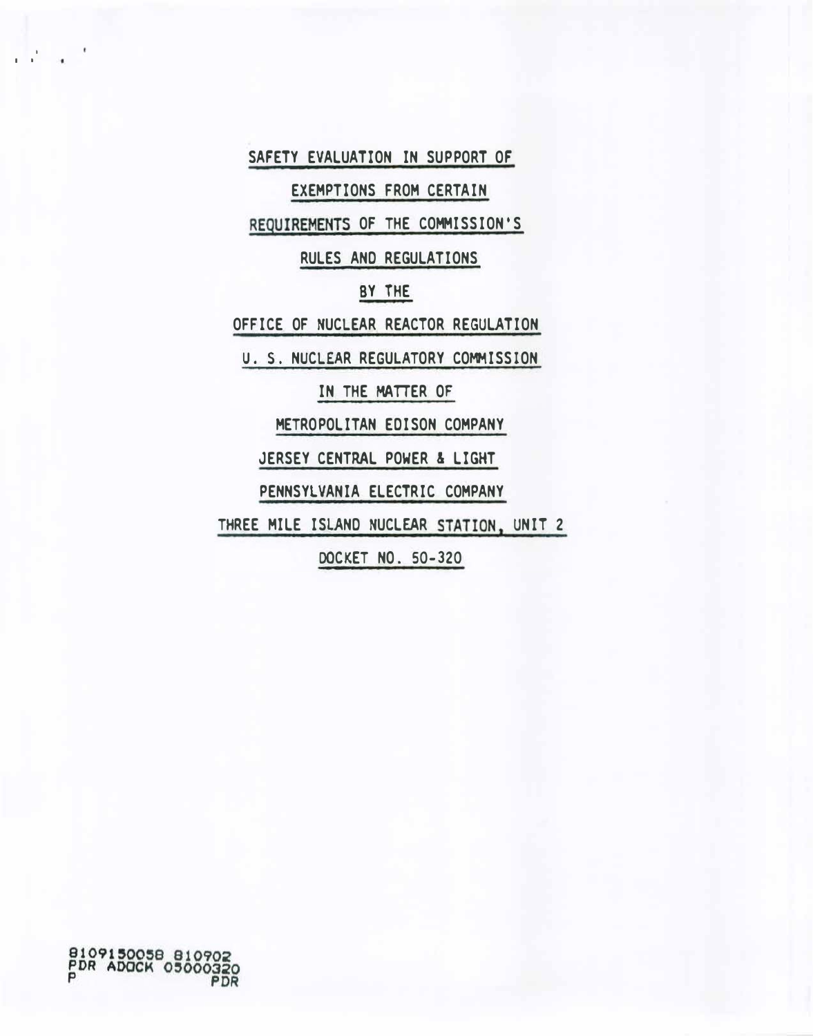# SAFETY EVALUATION IN SUPPORT OF

# EXEMPTIONS FROM CERTAIN

# REQUIREMENTS OF THE COMMISSION'S

# RULES AND REGULATIONS

BY THE

OFFICE OF NUCLEAR REACTOR REGULATION

U. S. NUCLEAR REGULATORY COMMISSION

IN THE MATTER OF

METROPOLITAN EDISON COMPANY

JERSEY CENTRAL POWER & LIGHT

PENNSYLVANIA ELECTRIC COMPANY

THREE MILE ISLAND NUCLEAR STATION, UNIT 2

DOCKET NO. 50-320

8109150058 810902
PDR ADOCK 05000320
P PDR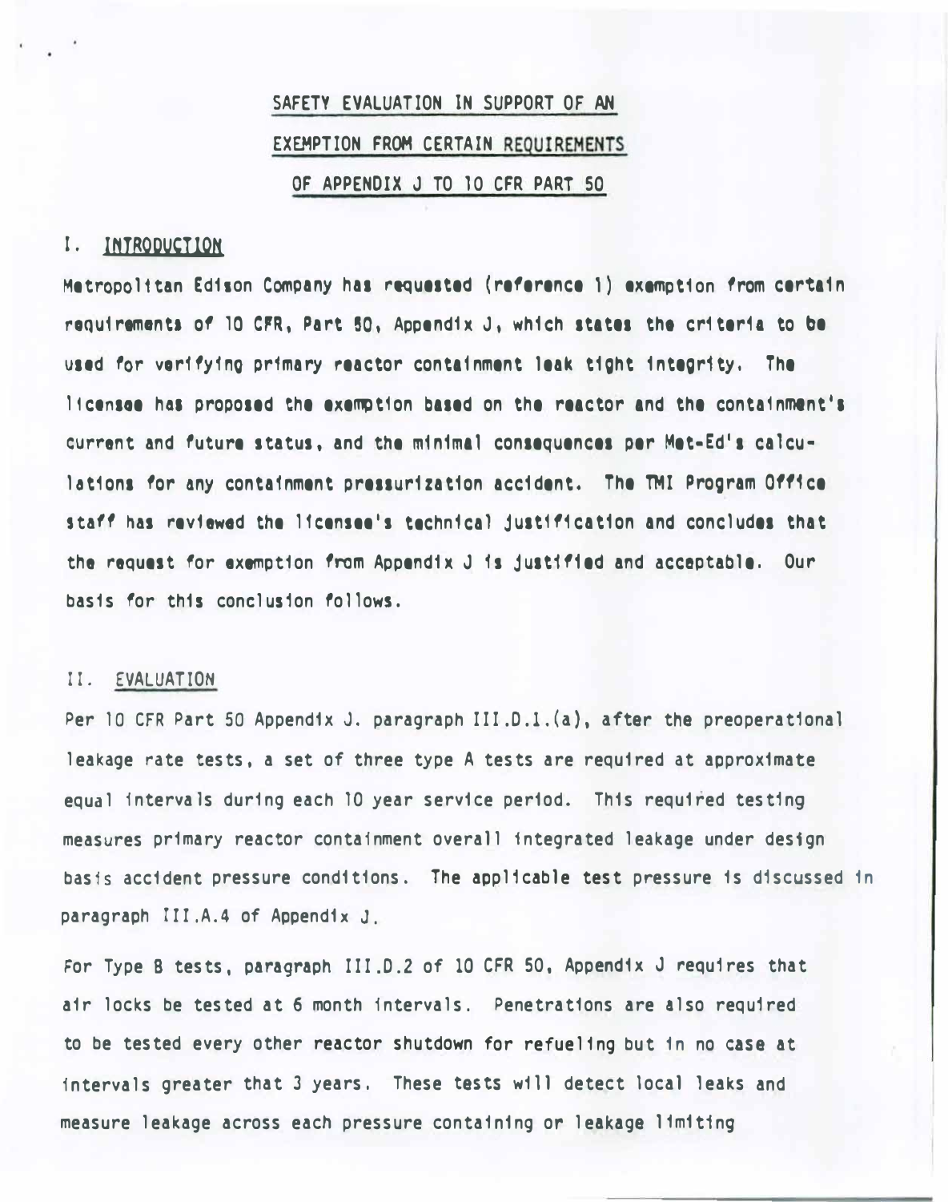# SAFETY EVALUATION IN SUPPORT OF AN EXEMPTION FROM CERTAIN REQUIREMENTS OF APPENDIX J TO 10 CFR PART 50

## I. INTRODUCTION

Metropolitan Edison Company has requested (reference 1) exemption from certain requirements of 10 CFR, Part 50, Appendix J, which states the criteria to be used for verifying primary reactor containment leak tight integrity. The licensee has proposed the exemption based on the reactor and the containment's current and future status, and the minimal consequences per Met-Ed's calculations for any containment pressurization accident. The TMI Program Office staff has reviewed the licensee's technical justification and concludes that the request for exemption from Appendix J is justified and acceptable. Our basis for this conclusion follows.

## II. EVALUATION

Per 10 CFR Part 50 Appendix J. paragraph III.D.1.(a), after the preoperational leakage rate tests, a set of three type A tests are required at approximate equal intervals during each 10 year service period. This required testing measures primary reactor containment overall integrated leakage under design basis accident pressure conditions. The applicable test pressure is discussed in paragraph III.A.4 of Appendix J.

For Type B tests, paragraph III.D.2 of 10 CFR 50, Appendix J requires that air locks be tested at 6 month intervals. Penetrations are also required to be tested every other reactor shutdown for refueling but in no case at intervals greater that 3 years. These tests will detect local leaks and measure leakage across each pressure containing or leakage limiting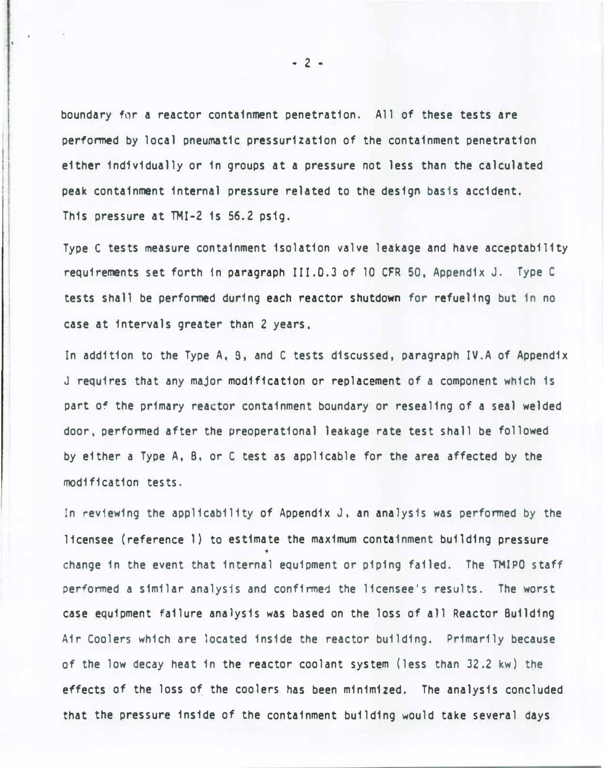boundary for a reactor containment penetration. All of these tests are performed by local pneumatic pressurization of the containment penetration either individually or in groups at a pressure not less than the calculated peak containment internal pressure related to the design basis accident. This pressure at TMI-2 is 56.2 psig.

Type C tests measure containment isolation valve leakage and have acceptability requirements set forth in paragraph III.D.3 of 10 CFR 50, Appendix J. Type C tests shall be performed during each reactor shutdown for refueling but in no case at intervals greater than 2 years.

In addition to the Type A, B, and C tests discussed, paragraph IV.A of Appendix J requires that any major modification or replacement of a component which is part of the primary reactor containment boundary or resealing of a seal welded door, performed after the preoperational leakage rate test shall be followed by either a Type A, B, or C test as applicable for the area affected by the modification tests.

In reviewing the applicability of Appendix J, an analysis was performed by the licensee (reference 1) to estimate the maximum containment building pressure change in the event that internal equipment or piping failed. The TMIPO staff performed a similar analysis and confirmed the licensee's results. The worst case equipment failure analysis was based on the loss of all Reactor Building Air Coolers which are located inside the reactor building. Primarily because of the low decay heat in the reactor coolant system (less than 32.2 kw) the effects of the loss of the coolers has been minimized. The analysis concluded that the pressure inside of the containment building would take several days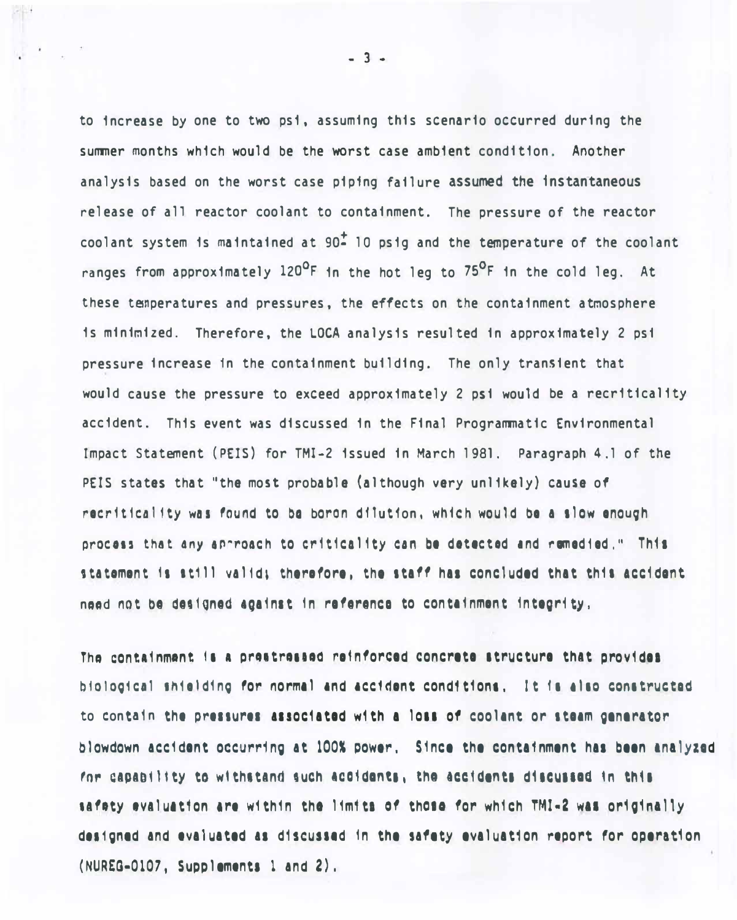to increase by one to two psi, assuming this scenario occurred during the summer months which would be the worst case ambient condition. Another analysis based on the worst case piping failure assumed the instantaneous release of all reactor coolant to containment. The pressure of the reactor coolant system is maintained at $90 \pm 10$ psig and the temperature of the coolant ranges from approximately $120^{\circ}F$ in the hot leg to $75^{\circ}F$ in the cold leg. At these temperatures and pressures, the effects on the containment atmosphere is minimized. Therefore, the LOCA analysis resulted in approximately 2 psi pressure increase in the containment building. The only transient that would cause the pressure to exceed approximately 2 psi would be a recriticality accident. This event was discussed in the Final Programmatic Environmental Impact Statement (PEIS) for TMI-2 issued in March 1981. Paragraph 4.1 of the PEIS states that "the most probable (although very unlikely) cause of recriticality was found to be boron dilution, which would be a slow enough process that any approach to criticality can be detected and remedied." This statement is still valid; therefore, the staff has concluded that this accident need not be designed against in reference to containment integrity.

The containment is a prestressed reinforced concrete structure that provides biological shielding for normal and accident conditions. It is also constructed to contain the pressures associated with a loss of coolant or steam generator blowdown accident occurring at 100% power. Since the containment has been analyzed for capability to withstand such accidents, the accidents discussed in this safety evaluation are within the limits of those for which TMI-2 was originally designed and evaluated as discussed in the safety evaluation report for operation (NUREG-0107, Supplements 1 and 2).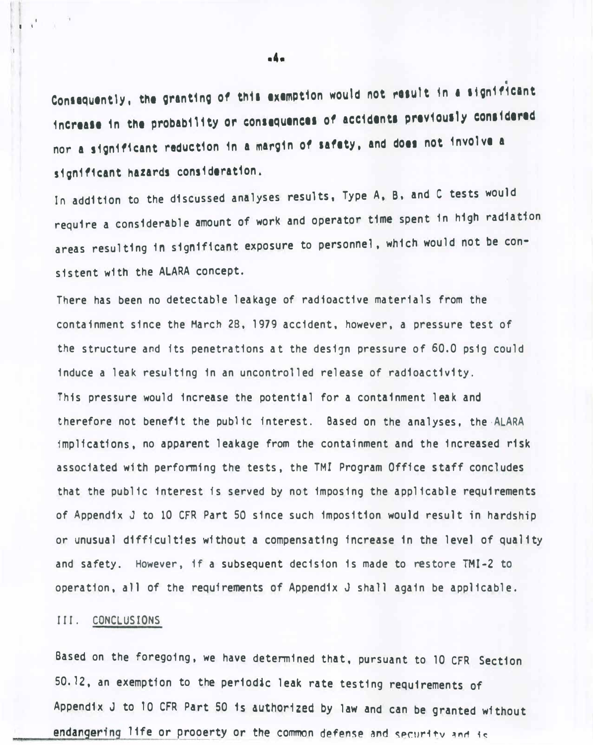Consequently, the granting of this exemption would not result in a significant increase in the probability or consequences of accidents previously considered nor a significant reduction in a margin of safety, and does not involve a significant hazards consideration.

In addition to the discussed analyses results, Type A, B, and C tests would require a considerable amount of work and operator time spent in high radiation areas resulting in significant exposure to personnel, which would not be consistent with the ALARA concept.

There has been no detectable leakage of radioactive materials from the containment since the March 28, 1979 accident, however, a pressure test of the structure and its penetrations at the design pressure of 60.0 psig could induce a leak resulting in an uncontrolled release of radioactivity. This pressure would increase the potential for a containment leak and therefore not benefit the public interest. Based on the analyses, the ALARA implications, no apparent leakage from the containment and the increased risk associated with performing the tests, the TMI Program Office staff concludes that the public interest is served by not imposing the applicable requirements of Appendix J to 10 CFR Part 50 since such imposition would result in hardship or unusual difficulties without a compensating increase in the level of quality and safety. However, if a subsequent decision is made to restore TMI-2 to operation, all of the requirements of Appendix J shall again be applicable.

## III. CONCLUSIONS

Based on the foregoing, we have determined that, pursuant to 10 CFR Section 50.12, an exemption to the periodic leak rate testing requirements of Appendix J to 10 CFR Part 50 is authorized by law and can be granted without endangering life or property or the common defense and security and is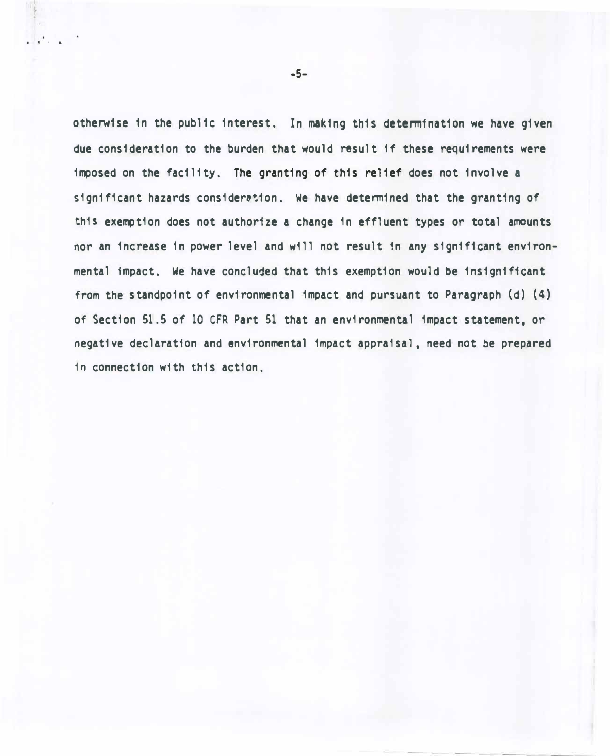otherwise in the public interest. In making this determination we have given due consideration to the burden that would result if these requirements were imposed on the facility. The granting of this relief does not involve a significant hazards consideration. We have determined that the granting of this exemption does not authorize a change in effluent types or total amounts nor an increase in power level and will not result in any significant environmental impact. We have concluded that this exemption would be insignificant from the standpoint of environmental impact and pursuant to Paragraph (d) (4) of Section 51.5 of 10 CFR Part 51 that an environmental impact statement, or negative declaration and environmental impact appraisal, need not be prepared in connection with this action.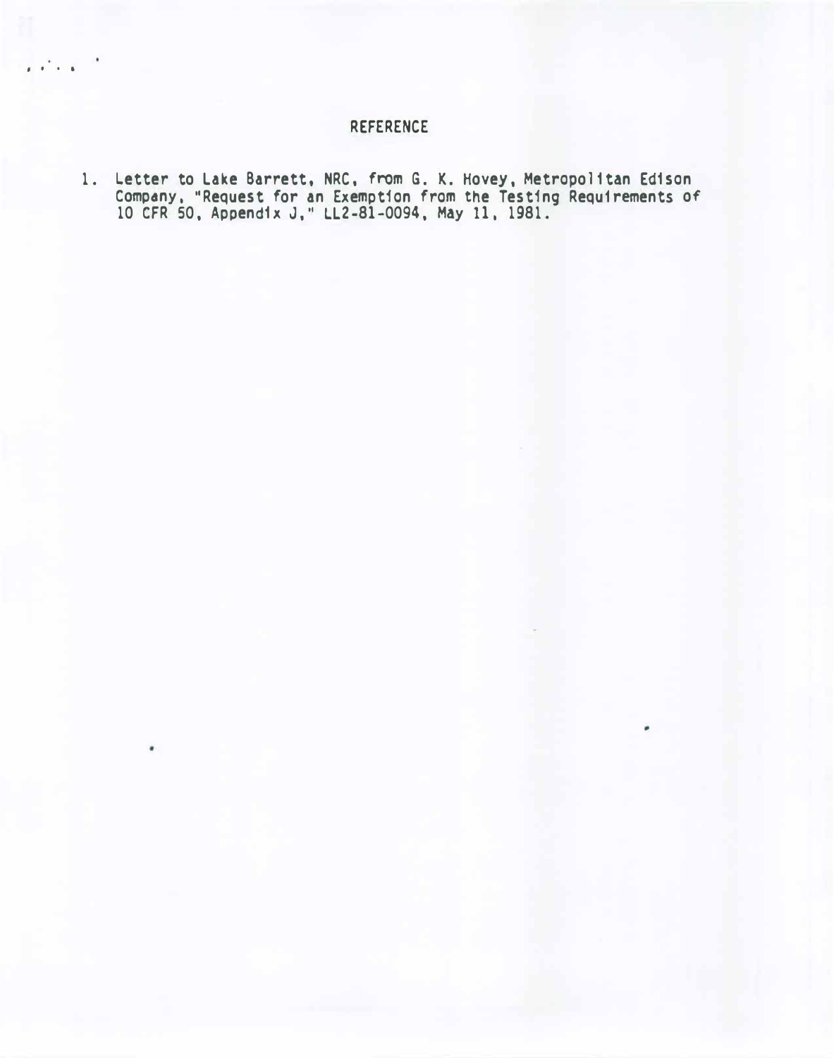## REFERENCE

1. Letter to Lake Barrett, NRC, from G. K. Hovey, Metropolitan Edison Company, "Request for an Exemption from the Testing Requirements of 10 CFR 50, Appendix J," LL2-81-0094, May 11, 1981.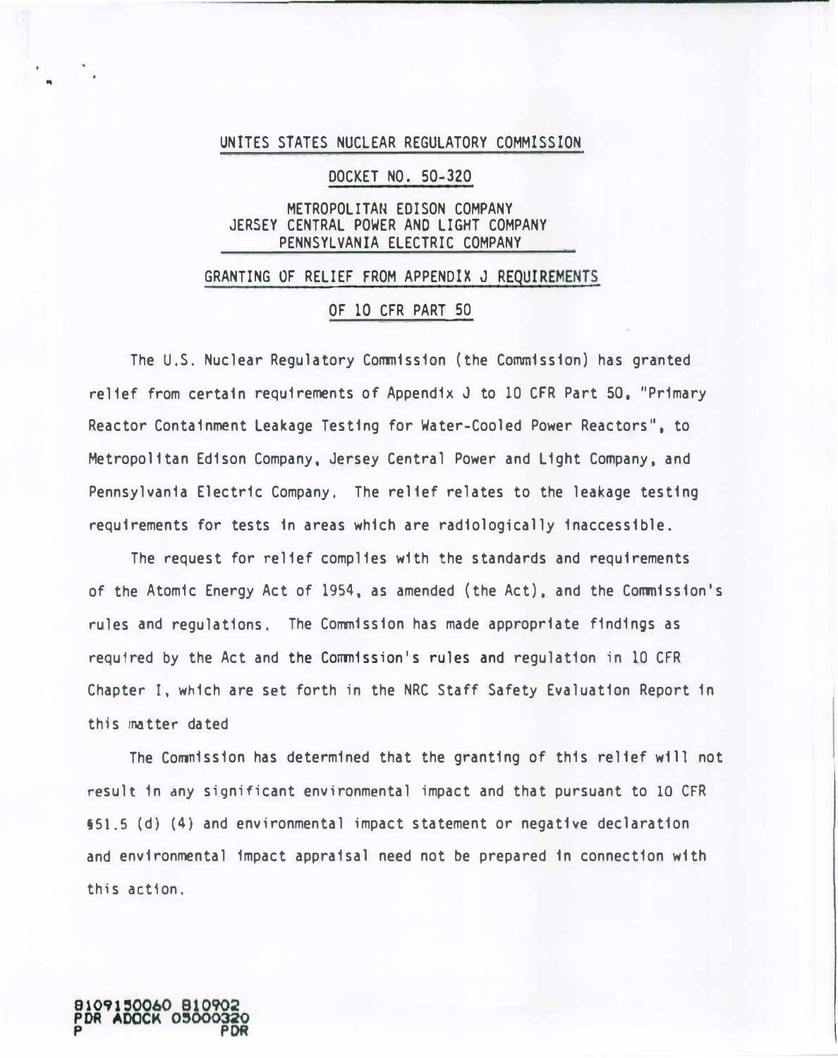UNITES STATES NUCLEAR REGULATORY COMMISSION

DOCKET NO. 50-320

METROPOLITAN EDISON COMPANY
JERSEY CENTRAL POWER AND LIGHT COMPANY
PENNSYLVANIA ELECTRIC COMPANY

GRANTING OF RELIEF FROM APPENDIX J REQUIREMENTS

OF 10 CFR PART 50

The U.S. Nuclear Regulatory Commission (the Commission) has granted relief from certain requirements of Appendix J to 10 CFR Part 50, "Primary Reactor Containment Leakage Testing for Water-Cooled Power Reactors", to Metropolitan Edison Company, Jersey Central Power and Light Company, and Pennsylvania Electric Company. The relief relates to the leakage testing requirements for tests in areas which are radiologically inaccessible.

The request for relief complies with the standards and requirements of the Atomic Energy Act of 1954, as amended (the Act), and the Commission's rules and regulations. The Commission has made appropriate findings as required by the Act and the Commission's rules and regulation in 10 CFR Chapter I, which are set forth in the NRC Staff Safety Evaluation Report in this matter dated

The Commission has determined that the granting of this relief will not result in any significant environmental impact and that pursuant to 10 CFR §51.5 (d) (4) and environmental impact statement or negative declaration and environmental impact appraisal need not be prepared in connection with this action.

8109150060 810902
PDR ADOCK 05000320
P PDR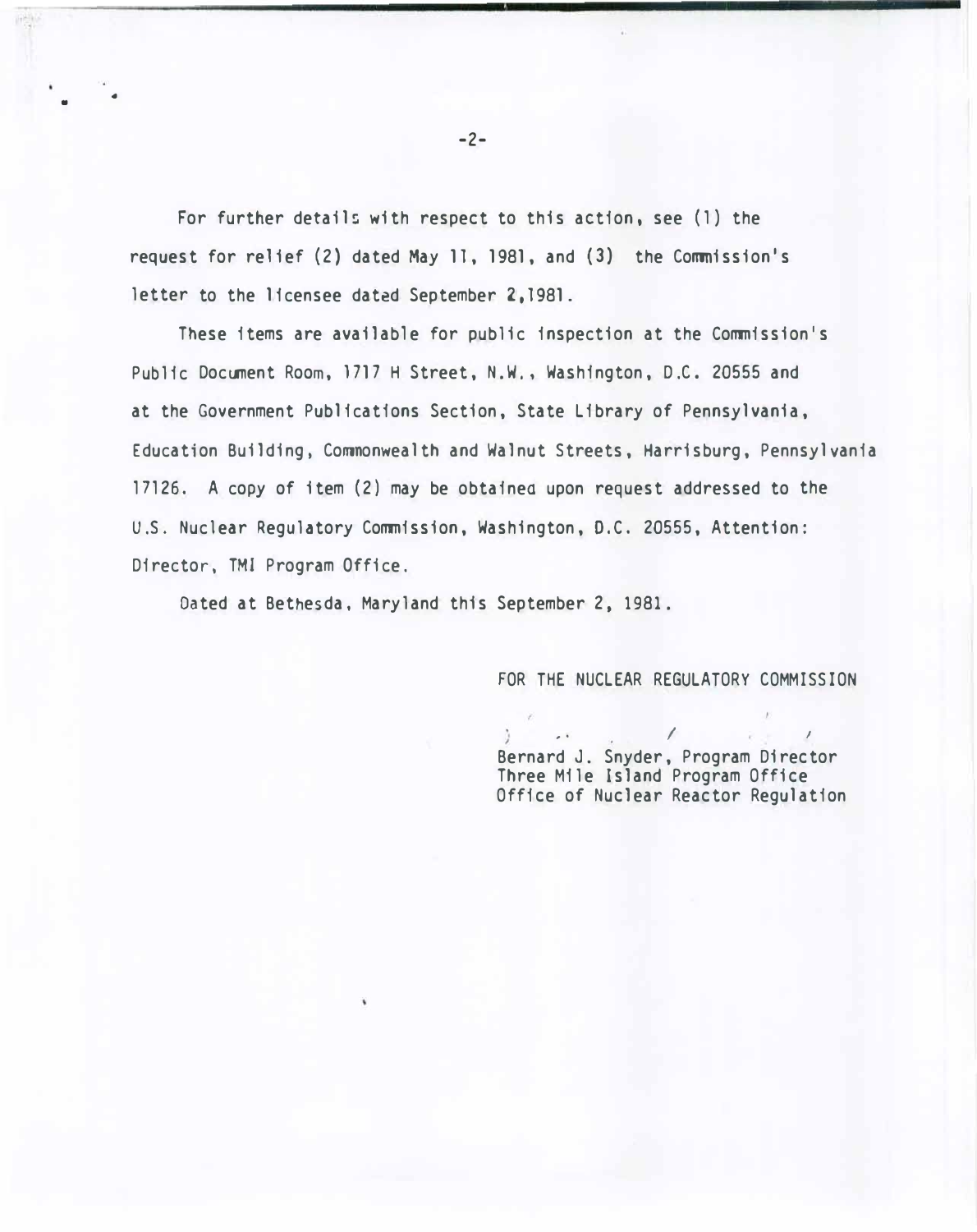For further details with respect to this action, see (1) the request for relief (2) dated May 11, 1981, and (3) the Commission's letter to the licensee dated September 2,1981.

These items are available for public inspection at the Commission's Public Document Room, 1717 H Street, N.W., Washington, D.C. 20555 and at the Government Publications Section, State Library of Pennsylvania, Education Building, Commonwealth and Walnut Streets, Harrisburg, Pennsylvania 17126. A copy of item (2) may be obtained upon request addressed to the U.S. Nuclear Regulatory Commission, Washington, D.C. 20555, Attention: Director, TMI Program Office.

Dated at Bethesda, Maryland this September 2, 1981.

FOR THE NUCLEAR REGULATORY COMMISSION

Bernard J. Snyder, Program Director
Three Mile Island Program Office
Office of Nuclear Reactor Regulation